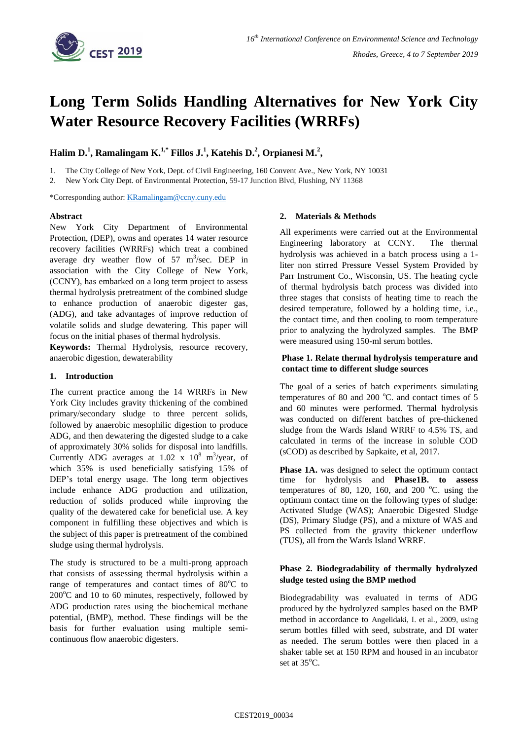# Long Term Solids Handling Alternatives for New York City Water Resource Recovery Facilities (WRRFs)

**Halim D.[1], Ramalingam K.[1,*] Fillos J.[1], Katehis D.[2], Orpianesi M.[2],**

1. The City College of New York, Dept. of Civil Engineering, 160 Convent Ave., New York, NY 10031
2. New York City Dept. of Environmental Protection, 59-17 Junction Blvd, Flushing, NY 11368

*Corresponding author: KRamalingam@ccny.cuny.edu

### Abstract

New York City Department of Environmental Protection, (DEP), owns and operates 14 water resource recovery facilities (WRRFs) which treat a combined average dry weather flow of 57 $m^3$/sec. DEP in association with the City College of New York, (CCNY), has embarked on a long term project to assess thermal hydrolysis pretreatment of the combined sludge to enhance production of anaerobic digester gas, (ADG), and take advantages of improve reduction of volatile solids and sludge dewatering. This paper will focus on the initial phases of thermal hydrolysis.

**Keywords:** Thermal Hydrolysis, resource recovery, anaerobic digestion, dewaterability

## 1. Introduction

The current practice among the 14 WRRFs in New York City includes gravity thickening of the combined primary/secondary sludge to three percent solids, followed by anaerobic mesophilic digestion to produce ADG, and then dewatering the digested sludge to a cake of approximately 30% solids for disposal into landfills. Currently ADG averages at 1.02 x $10^8$ $m^3$/year, of which 35% is used beneficially satisfying 15% of DEP's total energy usage. The long term objectives include enhance ADG production and utilization, reduction of solids produced while improving the quality of the dewatered cake for beneficial use. A key component in fulfilling these objectives and which is the subject of this paper is pretreatment of the combined sludge using thermal hydrolysis.

The study is structured to be a multi-prong approach that consists of assessing thermal hydrolysis within a range of temperatures and contact times of 80°C to 200°C and 10 to 60 minutes, respectively, followed by ADG production rates using the biochemical methane potential, (BMP), method. These findings will be the basis for further evaluation using multiple semi-continuous flow anaerobic digesters.

## 2. Materials & Methods

All experiments were carried out at the Environmental Engineering laboratory at CCNY. The thermal hydrolysis was achieved in a batch process using a 1-liter non stirred Pressure Vessel System Provided by Parr Instrument Co., Wisconsin, US. The heating cycle of thermal hydrolysis batch process was divided into three stages that consists of heating time to reach the desired temperature, followed by a holding time, i.e., the contact time, and then cooling to room temperature prior to analyzing the hydrolyzed samples. The BMP were measured using 150-ml serum bottles.

### Phase 1. Relate thermal hydrolysis temperature and contact time to different sludge sources

The goal of a series of batch experiments simulating temperatures of 80 and 200 °C. and contact times of 5 and 60 minutes were performed. Thermal hydrolysis was conducted on different batches of pre-thickened sludge from the Wards Island WRRF to 4.5% TS, and calculated in terms of the increase in soluble COD (sCOD) as described by Sapkaite, et al, 2017.

**Phase 1A.** was designed to select the optimum contact time for hydrolysis and **Phase1B. to assess** temperatures of 80, 120, 160, and 200 °C. using the optimum contact time on the following types of sludge: Activated Sludge (WAS); Anaerobic Digested Sludge (DS), Primary Sludge (PS), and a mixture of WAS and PS collected from the gravity thickener underflow (TUS), all from the Wards Island WRRF.

### Phase 2. Biodegradability of thermally hydrolyzed sludge tested using the BMP method

Biodegradability was evaluated in terms of ADG produced by the hydrolyzed samples based on the BMP method in accordance to Angelidaki, I. et al., 2009, using serum bottles filled with seed, substrate, and DI water as needed. The serum bottles were then placed in a shaker table set at 150 RPM and housed in an incubator set at 35°C.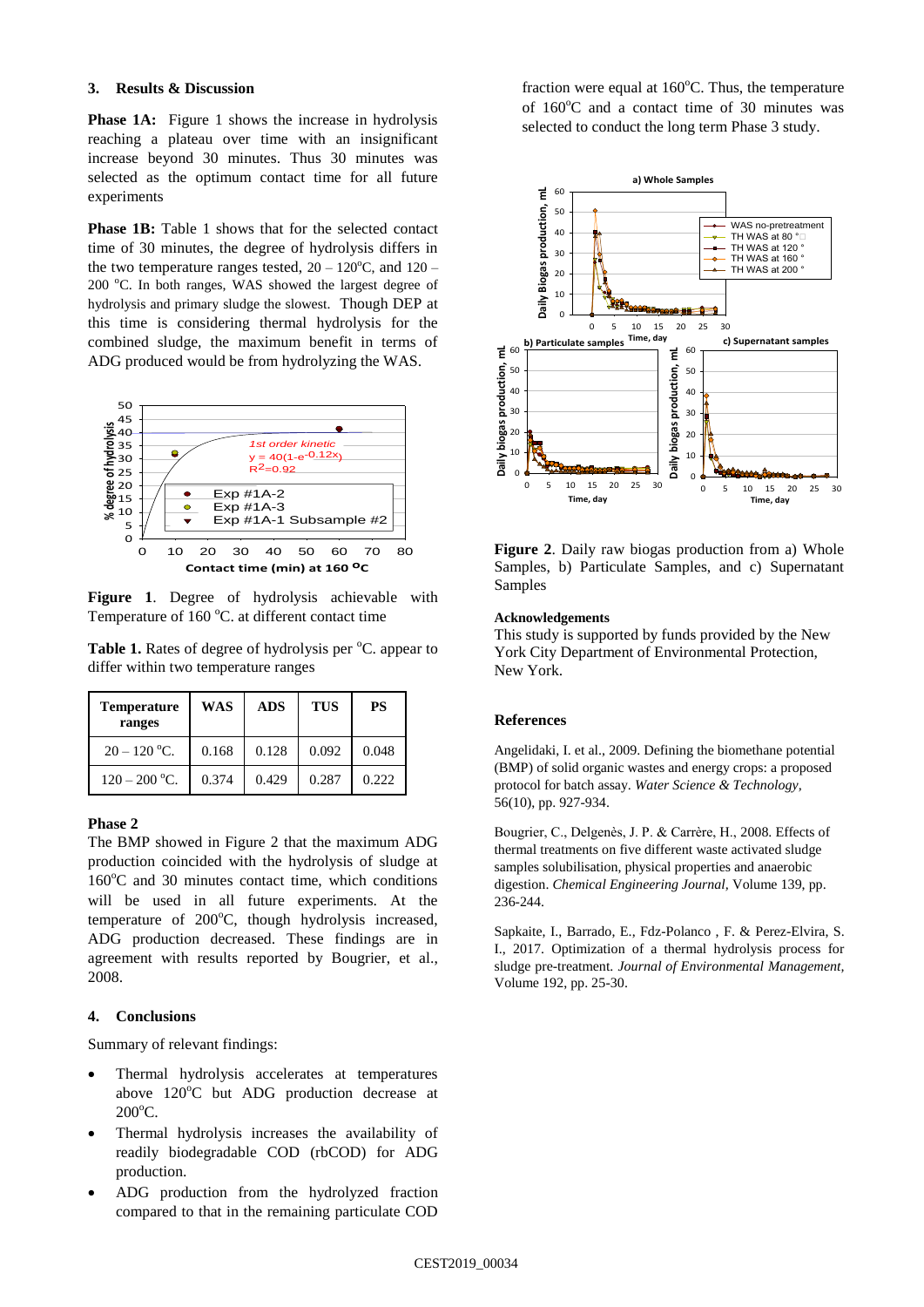## 3. Results & Discussion

**Phase 1A:** Figure 1 shows the increase in hydrolysis reaching a plateau over time with an insignificant increase beyond 30 minutes. Thus 30 minutes was selected as the optimum contact time for all future experiments

**Phase 1B:** Table 1 shows that for the selected contact time of 30 minutes, the degree of hydrolysis differs in the two temperature ranges tested, 20 – 120°C, and 120 – 200 °C. In both ranges, WAS showed the largest degree of hydrolysis and primary sludge the slowest. Though DEP at this time is considering thermal hydrolysis for the combined sludge, the maximum benefit in terms of ADG produced would be from hydrolyzing the WAS.

% degree of hydrolysis
50
45
40
35
30
25
20
15
10
5
0
0 10 20 30 40 50 60 70 80
Contact time (min) at 160 °C
1st order kinetic
$y = 40(1-e^{-0.12x})$
$R^2=0.92$
Exp #1A-2
Exp #1A-3
Exp #1A-1 Subsample #2

**Figure 1**. Degree of hydrolysis achievable with Temperature of 160 °C. at different contact time

**Table 1.** Rates of degree of hydrolysis per °C. appear to differ within two temperature ranges

| Temperature ranges | WAS | ADS | TUS | PS |
|---|---|---|---|---|
| 20 – 120 °C. | 0.168 | 0.128 | 0.092 | 0.048 |
| 120 – 200 °C. | 0.374 | 0.429 | 0.287 | 0.222 |

### Phase 2

The BMP showed in Figure 2 that the maximum ADG production coincided with the hydrolysis of sludge at 160°C and 30 minutes contact time, which conditions will be used in all future experiments. At the temperature of 200°C, though hydrolysis increased, ADG production decreased. These findings are in agreement with results reported by Bougrier, et al., 2008.

## 4. Conclusions

Summary of relevant findings:

- Thermal hydrolysis accelerates at temperatures above 120°C but ADG production decrease at 200°C.
- Thermal hydrolysis increases the availability of readily biodegradable COD (rbCOD) for ADG production.
- ADG production from the hydrolyzed fraction compared to that in the remaining particulate COD fraction were equal at 160°C. Thus, the temperature of 160°C and a contact time of 30 minutes was selected to conduct the long term Phase 3 study.

a) Whole Samples
Daily Biogas production, mL
60
50
40
30
20
10
0
0 5 10 15 20 25 30
Time, day
WAS no-pretreatment
TH WAS at 80 °
TH WAS at 120 °
TH WAS at 160 °
TH WAS at 200 °

b) Particulate samples
Daily biogas production, mL
60
50
40
30
20
10
0
0 5 10 15 20 25 30
Time, day

c) Supernatant samples
Daily biogas production, mL
60
50
40
30
20
10
0
0 5 10 15 20 25 30
Time, day

**Figure 2**. Daily raw biogas production from a) Whole Samples, b) Particulate Samples, and c) Supernatant Samples

### Acknowledgements

This study is supported by funds provided by the New York City Department of Environmental Protection, New York.

### References

Angelidaki, I. et al., 2009. Defining the biomethane potential (BMP) of solid organic wastes and energy crops: a proposed protocol for batch assay. *Water Science & Technology,* 56(10), pp. 927-934.

Bougrier, C., Delgenès, J. P. & Carrère, H., 2008. Effects of thermal treatments on five different waste activated sludge samples solubilisation, physical properties and anaerobic digestion. *Chemical Engineering Journal,* Volume 139, pp. 236-244.

Sapkaite, I., Barrado, E., Fdz-Polanco , F. & Perez-Elvira, S. I., 2017. Optimization of a thermal hydrolysis process for sludge pre-treatment. *Journal of Environmental Management,* Volume 192, pp. 25-30.